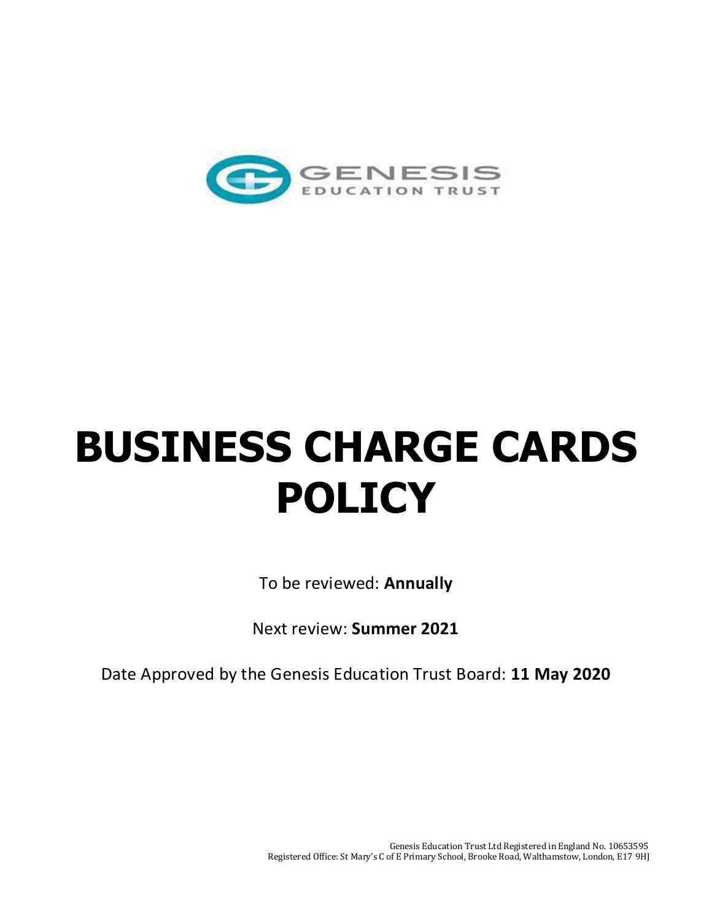GENESIS EDUCATION TRUST

# BUSINESS CHARGE CARDS POLICY

To be reviewed: **Annually**

Next review: **Summer 2021**

Date Approved by the Genesis Education Trust Board: **11 May 2020**

Genesis Education Trust Ltd Registered in England No. 10653595
Registered Office: St Mary's C of E Primary School, Brooke Road, Walthamstow, London, E17 9HJ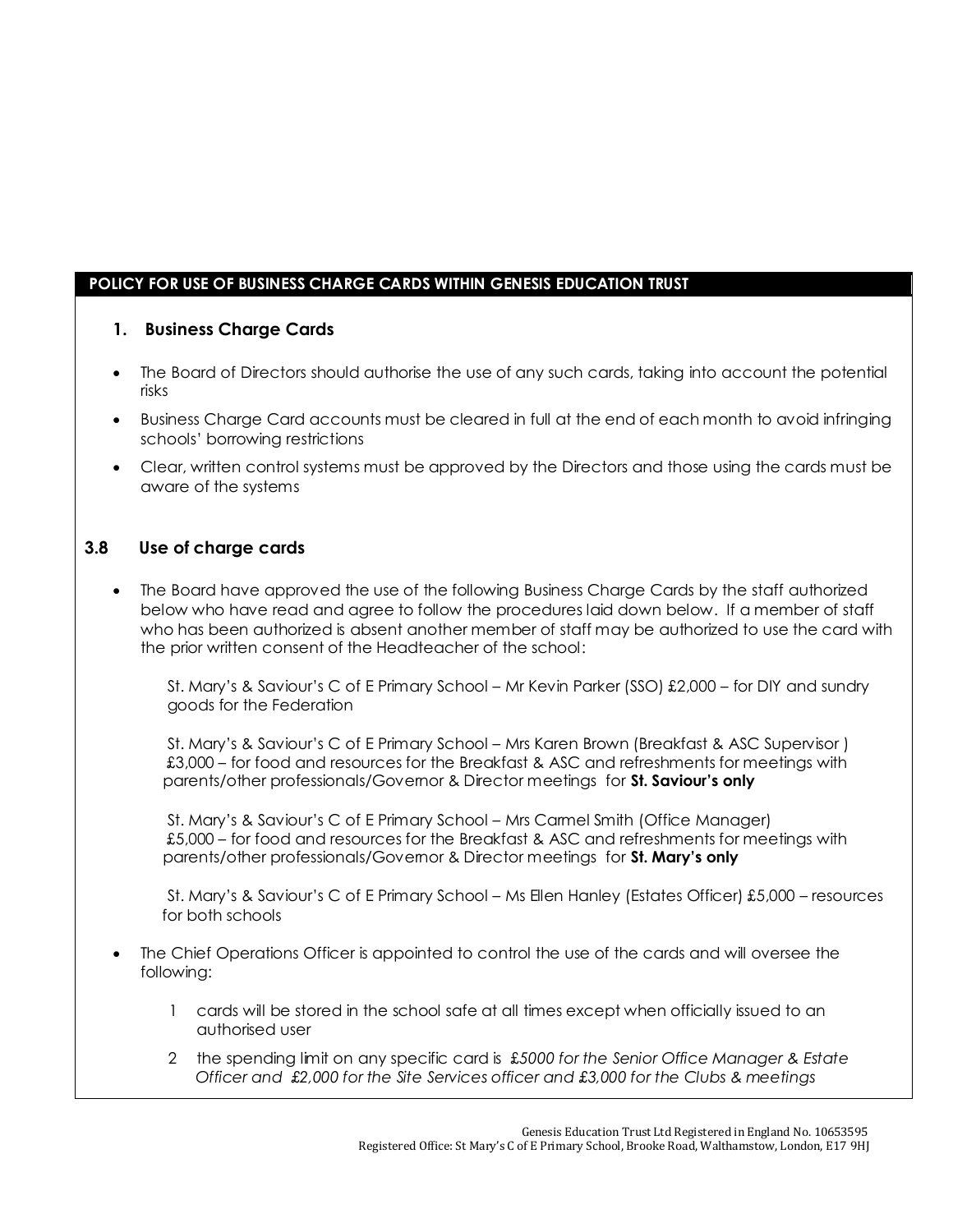**POLICY FOR USE OF BUSINESS CHARGE CARDS WITHIN GENESIS EDUCATION TRUST**

### 1. Business Charge Cards

- The Board of Directors should authorise the use of any such cards, taking into account the potential risks
- Business Charge Card accounts must be cleared in full at the end of each month to avoid infringing schools' borrowing restrictions
- Clear, written control systems must be approved by the Directors and those using the cards must be aware of the systems

### 3.8 Use of charge cards

- The Board have approved the use of the following Business Charge Cards by the staff authorized below who have read and agree to follow the procedures laid down below. If a member of staff who has been authorized is absent another member of staff may be authorized to use the card with the prior written consent of the Headteacher of the school:

  St. Mary's & Saviour's C of E Primary School – Mr Kevin Parker (SSO) £2,000 – for DIY and sundry goods for the Federation

  St. Mary's & Saviour's C of E Primary School – Mrs Karen Brown (Breakfast & ASC Supervisor ) £3,000 – for food and resources for the Breakfast & ASC and refreshments for meetings with parents/other professionals/Governor & Director meetings for **St. Saviour's only**

  St. Mary's & Saviour's C of E Primary School – Mrs Carmel Smith (Office Manager) £5,000 – for food and resources for the Breakfast & ASC and refreshments for meetings with parents/other professionals/Governor & Director meetings for **St. Mary's only**

  St. Mary's & Saviour's C of E Primary School – Ms Ellen Hanley (Estates Officer) £5,000 – resources for both schools

- The Chief Operations Officer is appointed to control the use of the cards and will oversee the following:

  1. cards will be stored in the school safe at all times except when officially issued to an authorised user
  2. the spending limit on any specific card is *£5000 for the Senior Office Manager & Estate Officer and £2,000 for the Site Services officer and £3,000 for the Clubs & meetings*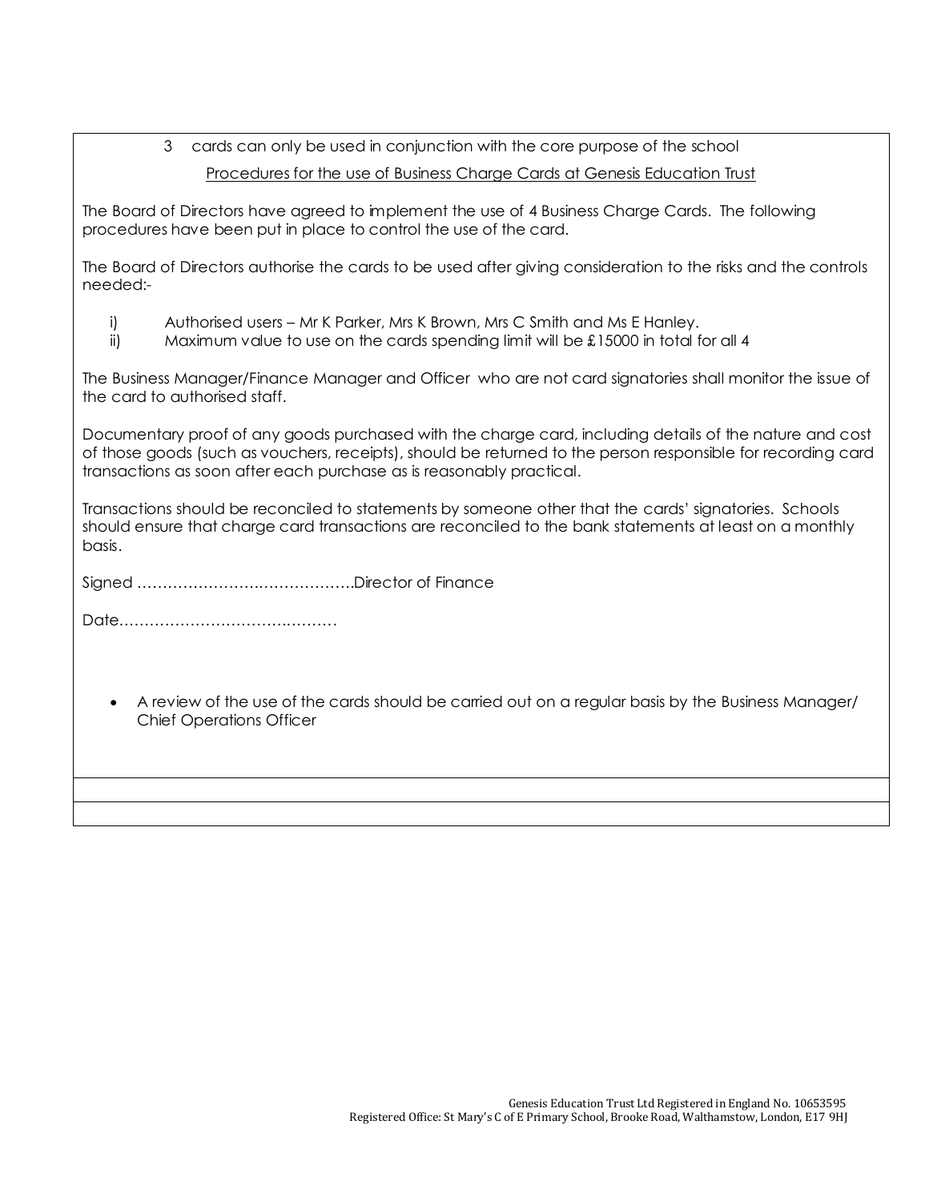3 cards can only be used in conjunction with the core purpose of the school

Procedures for the use of Business Charge Cards at Genesis Education Trust

The Board of Directors have agreed to implement the use of 4 Business Charge Cards. The following procedures have been put in place to control the use of the card.

The Board of Directors authorise the cards to be used after giving consideration to the risks and the controls needed:-

i) Authorised users – Mr K Parker, Mrs K Brown, Mrs C Smith and Ms E Hanley.
ii) Maximum value to use on the cards spending limit will be £15000 in total for all 4

The Business Manager/Finance Manager and Officer who are not card signatories shall monitor the issue of the card to authorised staff.

Documentary proof of any goods purchased with the charge card, including details of the nature and cost of those goods (such as vouchers, receipts), should be returned to the person responsible for recording card transactions as soon after each purchase as is reasonably practical.

Transactions should be reconciled to statements by someone other that the cards' signatories. Schools should ensure that charge card transactions are reconciled to the bank statements at least on a monthly basis.

Signed …………………….……………..Director of Finance

Date…………………………….………

- A review of the use of the cards should be carried out on a regular basis by the Business Manager/ Chief Operations Officer